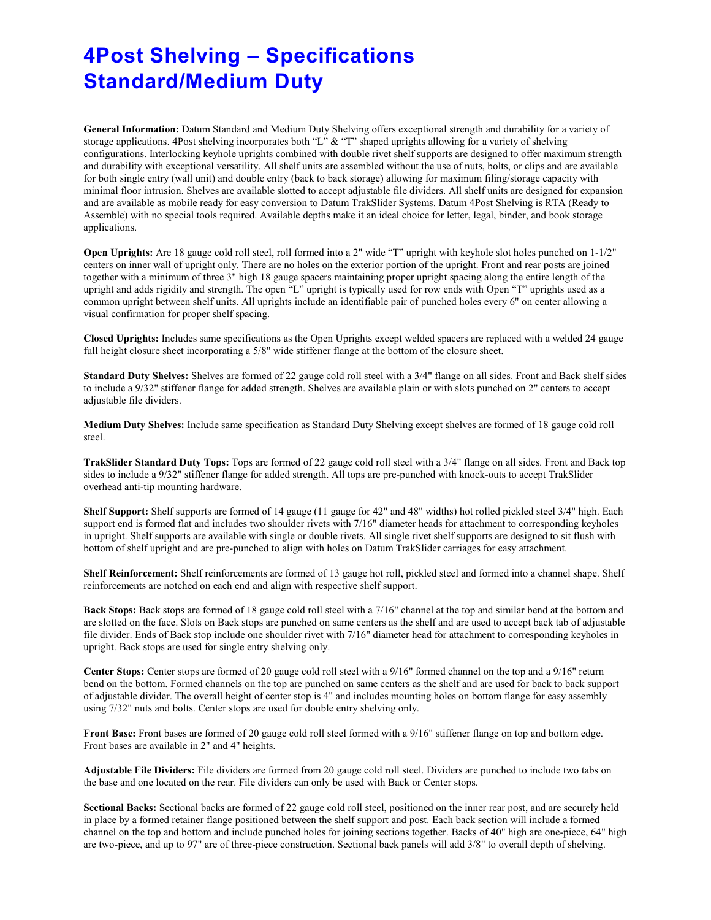# 4Post Shelving – Specifications Standard/Medium Duty

**General Information:** Datum Standard and Medium Duty Shelving offers exceptional strength and durability for a variety of storage applications. 4Post shelving incorporates both "L" & "T" shaped uprights allowing for a variety of shelving configurations. Interlocking keyhole uprights combined with double rivet shelf supports are designed to offer maximum strength and durability with exceptional versatility. All shelf units are assembled without the use of nuts, bolts, or clips and are available for both single entry (wall unit) and double entry (back to back storage) allowing for maximum filing/storage capacity with minimal floor intrusion. Shelves are available slotted to accept adjustable file dividers. All shelf units are designed for expansion and are available as mobile ready for easy conversion to Datum TrakSlider Systems. Datum 4Post Shelving is RTA (Ready to Assemble) with no special tools required. Available depths make it an ideal choice for letter, legal, binder, and book storage applications.

**Open Uprights:** Are 18 gauge cold roll steel, roll formed into a 2" wide "T" upright with keyhole slot holes punched on 1-1/2" centers on inner wall of upright only. There are no holes on the exterior portion of the upright. Front and rear posts are joined together with a minimum of three 3" high 18 gauge spacers maintaining proper upright spacing along the entire length of the upright and adds rigidity and strength. The open "L" upright is typically used for row ends with Open "T" uprights used as a common upright between shelf units. All uprights include an identifiable pair of punched holes every 6" on center allowing a visual confirmation for proper shelf spacing.

**Closed Uprights:** Includes same specifications as the Open Uprights except welded spacers are replaced with a welded 24 gauge full height closure sheet incorporating a 5/8" wide stiffener flange at the bottom of the closure sheet.

**Standard Duty Shelves:** Shelves are formed of 22 gauge cold roll steel with a 3/4" flange on all sides. Front and Back shelf sides to include a 9/32" stiffener flange for added strength. Shelves are available plain or with slots punched on 2" centers to accept adjustable file dividers.

**Medium Duty Shelves:** Include same specification as Standard Duty Shelving except shelves are formed of 18 gauge cold roll steel.

**TrakSlider Standard Duty Tops:** Tops are formed of 22 gauge cold roll steel with a 3/4" flange on all sides. Front and Back top sides to include a 9/32" stiffener flange for added strength. All tops are pre-punched with knock-outs to accept TrakSlider overhead anti-tip mounting hardware.

**Shelf Support:** Shelf supports are formed of 14 gauge (11 gauge for 42" and 48" widths) hot rolled pickled steel 3/4" high. Each support end is formed flat and includes two shoulder rivets with 7/16" diameter heads for attachment to corresponding keyholes in upright. Shelf supports are available with single or double rivets. All single rivet shelf supports are designed to sit flush with bottom of shelf upright and are pre-punched to align with holes on Datum TrakSlider carriages for easy attachment.

**Shelf Reinforcement:** Shelf reinforcements are formed of 13 gauge hot roll, pickled steel and formed into a channel shape. Shelf reinforcements are notched on each end and align with respective shelf support.

**Back Stops:** Back stops are formed of 18 gauge cold roll steel with a 7/16" channel at the top and similar bend at the bottom and are slotted on the face. Slots on Back stops are punched on same centers as the shelf and are used to accept back tab of adjustable file divider. Ends of Back stop include one shoulder rivet with 7/16" diameter head for attachment to corresponding keyholes in upright. Back stops are used for single entry shelving only.

**Center Stops:** Center stops are formed of 20 gauge cold roll steel with a 9/16" formed channel on the top and a 9/16" return bend on the bottom. Formed channels on the top are punched on same centers as the shelf and are used for back to back support of adjustable divider. The overall height of center stop is 4" and includes mounting holes on bottom flange for easy assembly using 7/32" nuts and bolts. Center stops are used for double entry shelving only.

**Front Base:** Front bases are formed of 20 gauge cold roll steel formed with a 9/16" stiffener flange on top and bottom edge. Front bases are available in 2" and 4" heights.

**Adjustable File Dividers:** File dividers are formed from 20 gauge cold roll steel. Dividers are punched to include two tabs on the base and one located on the rear. File dividers can only be used with Back or Center stops.

**Sectional Backs:** Sectional backs are formed of 22 gauge cold roll steel, positioned on the inner rear post, and are securely held in place by a formed retainer flange positioned between the shelf support and post. Each back section will include a formed channel on the top and bottom and include punched holes for joining sections together. Backs of 40" high are one-piece, 64" high are two-piece, and up to 97" are of three-piece construction. Sectional back panels will add 3/8" to overall depth of shelving.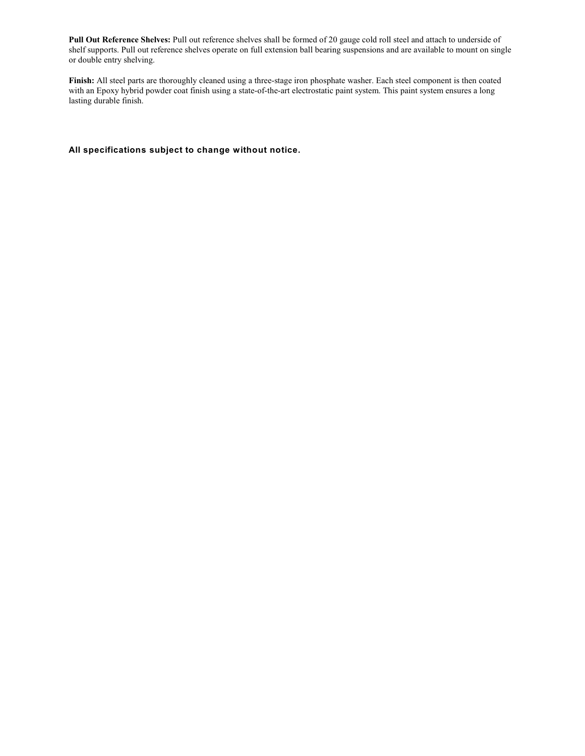**Pull Out Reference Shelves:** Pull out reference shelves shall be formed of 20 gauge cold roll steel and attach to underside of shelf supports. Pull out reference shelves operate on full extension ball bearing suspensions and are available to mount on single or double entry shelving.

**Finish:** All steel parts are thoroughly cleaned using a three-stage iron phosphate washer. Each steel component is then coated with an Epoxy hybrid powder coat finish using a state-of-the-art electrostatic paint system. This paint system ensures a long lasting durable finish.

**All specifications subject to change without notice.**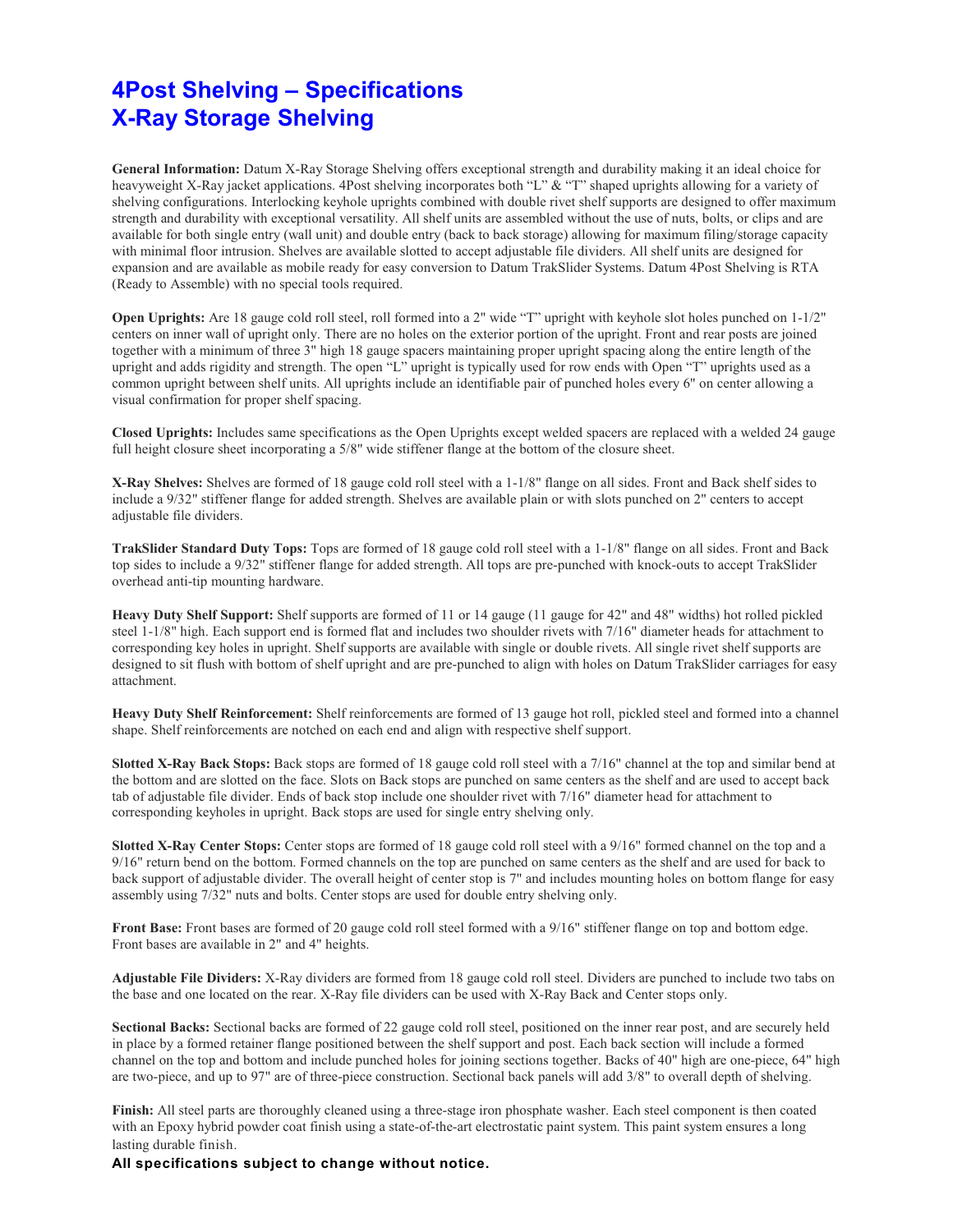# 4Post Shelving – Specifications
# X-Ray Storage Shelving

**General Information:** Datum X-Ray Storage Shelving offers exceptional strength and durability making it an ideal choice for heavyweight X-Ray jacket applications. 4Post shelving incorporates both "L" & "T" shaped uprights allowing for a variety of shelving configurations. Interlocking keyhole uprights combined with double rivet shelf supports are designed to offer maximum strength and durability with exceptional versatility. All shelf units are assembled without the use of nuts, bolts, or clips and are available for both single entry (wall unit) and double entry (back to back storage) allowing for maximum filing/storage capacity with minimal floor intrusion. Shelves are available slotted to accept adjustable file dividers. All shelf units are designed for expansion and are available as mobile ready for easy conversion to Datum TrakSlider Systems. Datum 4Post Shelving is RTA (Ready to Assemble) with no special tools required.

**Open Uprights:** Are 18 gauge cold roll steel, roll formed into a 2" wide "T" upright with keyhole slot holes punched on 1-1/2" centers on inner wall of upright only. There are no holes on the exterior portion of the upright. Front and rear posts are joined together with a minimum of three 3" high 18 gauge spacers maintaining proper upright spacing along the entire length of the upright and adds rigidity and strength. The open "L" upright is typically used for row ends with Open "T" uprights used as a common upright between shelf units. All uprights include an identifiable pair of punched holes every 6" on center allowing a visual confirmation for proper shelf spacing.

**Closed Uprights:** Includes same specifications as the Open Uprights except welded spacers are replaced with a welded 24 gauge full height closure sheet incorporating a 5/8" wide stiffener flange at the bottom of the closure sheet.

**X-Ray Shelves:** Shelves are formed of 18 gauge cold roll steel with a 1-1/8" flange on all sides. Front and Back shelf sides to include a 9/32" stiffener flange for added strength. Shelves are available plain or with slots punched on 2" centers to accept adjustable file dividers.

**TrakSlider Standard Duty Tops:** Tops are formed of 18 gauge cold roll steel with a 1-1/8" flange on all sides. Front and Back top sides to include a 9/32" stiffener flange for added strength. All tops are pre-punched with knock-outs to accept TrakSlider overhead anti-tip mounting hardware.

**Heavy Duty Shelf Support:** Shelf supports are formed of 11 or 14 gauge (11 gauge for 42" and 48" widths) hot rolled pickled steel 1-1/8" high. Each support end is formed flat and includes two shoulder rivets with 7/16" diameter heads for attachment to corresponding key holes in upright. Shelf supports are available with single or double rivets. All single rivet shelf supports are designed to sit flush with bottom of shelf upright and are pre-punched to align with holes on Datum TrakSlider carriages for easy attachment.

**Heavy Duty Shelf Reinforcement:** Shelf reinforcements are formed of 13 gauge hot roll, pickled steel and formed into a channel shape. Shelf reinforcements are notched on each end and align with respective shelf support.

**Slotted X-Ray Back Stops:** Back stops are formed of 18 gauge cold roll steel with a 7/16" channel at the top and similar bend at the bottom and are slotted on the face. Slots on Back stops are punched on same centers as the shelf and are used to accept back tab of adjustable file divider. Ends of back stop include one shoulder rivet with 7/16" diameter head for attachment to corresponding keyholes in upright. Back stops are used for single entry shelving only.

**Slotted X-Ray Center Stops:** Center stops are formed of 18 gauge cold roll steel with a 9/16" formed channel on the top and a 9/16" return bend on the bottom. Formed channels on the top are punched on same centers as the shelf and are used for back to back support of adjustable divider. The overall height of center stop is 7" and includes mounting holes on bottom flange for easy assembly using 7/32" nuts and bolts. Center stops are used for double entry shelving only.

**Front Base:** Front bases are formed of 20 gauge cold roll steel formed with a 9/16" stiffener flange on top and bottom edge. Front bases are available in 2" and 4" heights.

**Adjustable File Dividers:** X-Ray dividers are formed from 18 gauge cold roll steel. Dividers are punched to include two tabs on the base and one located on the rear. X-Ray file dividers can be used with X-Ray Back and Center stops only.

**Sectional Backs:** Sectional backs are formed of 22 gauge cold roll steel, positioned on the inner rear post, and are securely held in place by a formed retainer flange positioned between the shelf support and post. Each back section will include a formed channel on the top and bottom and include punched holes for joining sections together. Backs of 40" high are one-piece, 64" high are two-piece, and up to 97" are of three-piece construction. Sectional back panels will add 3/8" to overall depth of shelving.

**Finish:** All steel parts are thoroughly cleaned using a three-stage iron phosphate washer. Each steel component is then coated with an Epoxy hybrid powder coat finish using a state-of-the-art electrostatic paint system. This paint system ensures a long lasting durable finish.

**All specifications subject to change without notice.**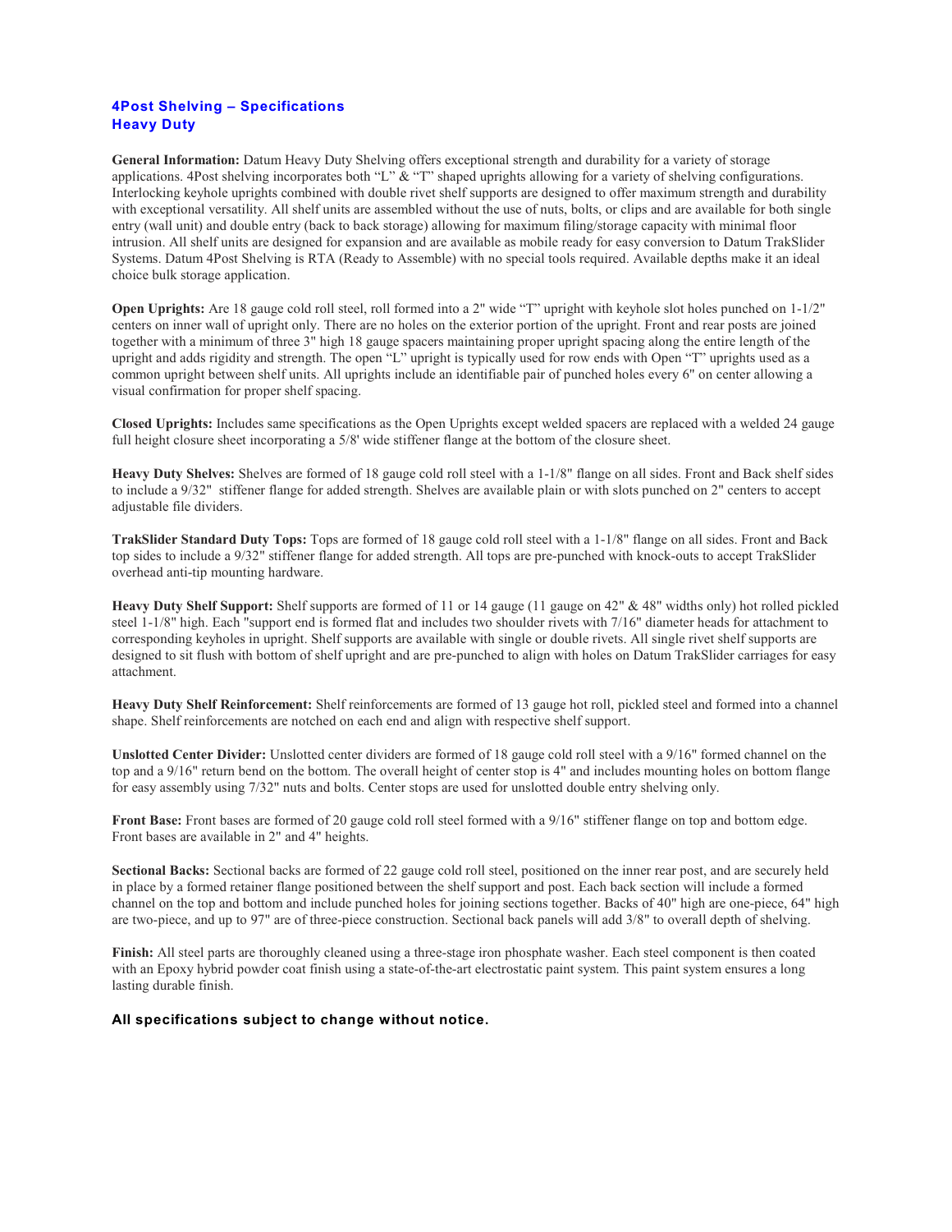## 4Post Shelving – Specifications
## Heavy Duty

**General Information:** Datum Heavy Duty Shelving offers exceptional strength and durability for a variety of storage applications. 4Post shelving incorporates both "L" & "T" shaped uprights allowing for a variety of shelving configurations. Interlocking keyhole uprights combined with double rivet shelf supports are designed to offer maximum strength and durability with exceptional versatility. All shelf units are assembled without the use of nuts, bolts, or clips and are available for both single entry (wall unit) and double entry (back to back storage) allowing for maximum filing/storage capacity with minimal floor intrusion. All shelf units are designed for expansion and are available as mobile ready for easy conversion to Datum TrakSlider Systems. Datum 4Post Shelving is RTA (Ready to Assemble) with no special tools required. Available depths make it an ideal choice bulk storage application.

**Open Uprights:** Are 18 gauge cold roll steel, roll formed into a 2" wide "T" upright with keyhole slot holes punched on 1-1/2" centers on inner wall of upright only. There are no holes on the exterior portion of the upright. Front and rear posts are joined together with a minimum of three 3" high 18 gauge spacers maintaining proper upright spacing along the entire length of the upright and adds rigidity and strength. The open "L" upright is typically used for row ends with Open "T" uprights used as a common upright between shelf units. All uprights include an identifiable pair of punched holes every 6" on center allowing a visual confirmation for proper shelf spacing.

**Closed Uprights:** Includes same specifications as the Open Uprights except welded spacers are replaced with a welded 24 gauge full height closure sheet incorporating a 5/8' wide stiffener flange at the bottom of the closure sheet.

**Heavy Duty Shelves:** Shelves are formed of 18 gauge cold roll steel with a 1-1/8" flange on all sides. Front and Back shelf sides to include a 9/32" stiffener flange for added strength. Shelves are available plain or with slots punched on 2" centers to accept adjustable file dividers.

**TrakSlider Standard Duty Tops:** Tops are formed of 18 gauge cold roll steel with a 1-1/8" flange on all sides. Front and Back top sides to include a 9/32" stiffener flange for added strength. All tops are pre-punched with knock-outs to accept TrakSlider overhead anti-tip mounting hardware.

**Heavy Duty Shelf Support:** Shelf supports are formed of 11 or 14 gauge (11 gauge on 42" & 48" widths only) hot rolled pickled steel 1-1/8" high. Each "support end is formed flat and includes two shoulder rivets with 7/16" diameter heads for attachment to corresponding keyholes in upright. Shelf supports are available with single or double rivets. All single rivet shelf supports are designed to sit flush with bottom of shelf upright and are pre-punched to align with holes on Datum TrakSlider carriages for easy attachment.

**Heavy Duty Shelf Reinforcement:** Shelf reinforcements are formed of 13 gauge hot roll, pickled steel and formed into a channel shape. Shelf reinforcements are notched on each end and align with respective shelf support.

**Unslotted Center Divider:** Unslotted center dividers are formed of 18 gauge cold roll steel with a 9/16" formed channel on the top and a 9/16" return bend on the bottom. The overall height of center stop is 4" and includes mounting holes on bottom flange for easy assembly using 7/32" nuts and bolts. Center stops are used for unslotted double entry shelving only.

**Front Base:** Front bases are formed of 20 gauge cold roll steel formed with a 9/16" stiffener flange on top and bottom edge. Front bases are available in 2" and 4" heights.

**Sectional Backs:** Sectional backs are formed of 22 gauge cold roll steel, positioned on the inner rear post, and are securely held in place by a formed retainer flange positioned between the shelf support and post. Each back section will include a formed channel on the top and bottom and include punched holes for joining sections together. Backs of 40" high are one-piece, 64" high are two-piece, and up to 97" are of three-piece construction. Sectional back panels will add 3/8" to overall depth of shelving.

**Finish:** All steel parts are thoroughly cleaned using a three-stage iron phosphate washer. Each steel component is then coated with an Epoxy hybrid powder coat finish using a state-of-the-art electrostatic paint system. This paint system ensures a long lasting durable finish.

**All specifications subject to change without notice.**